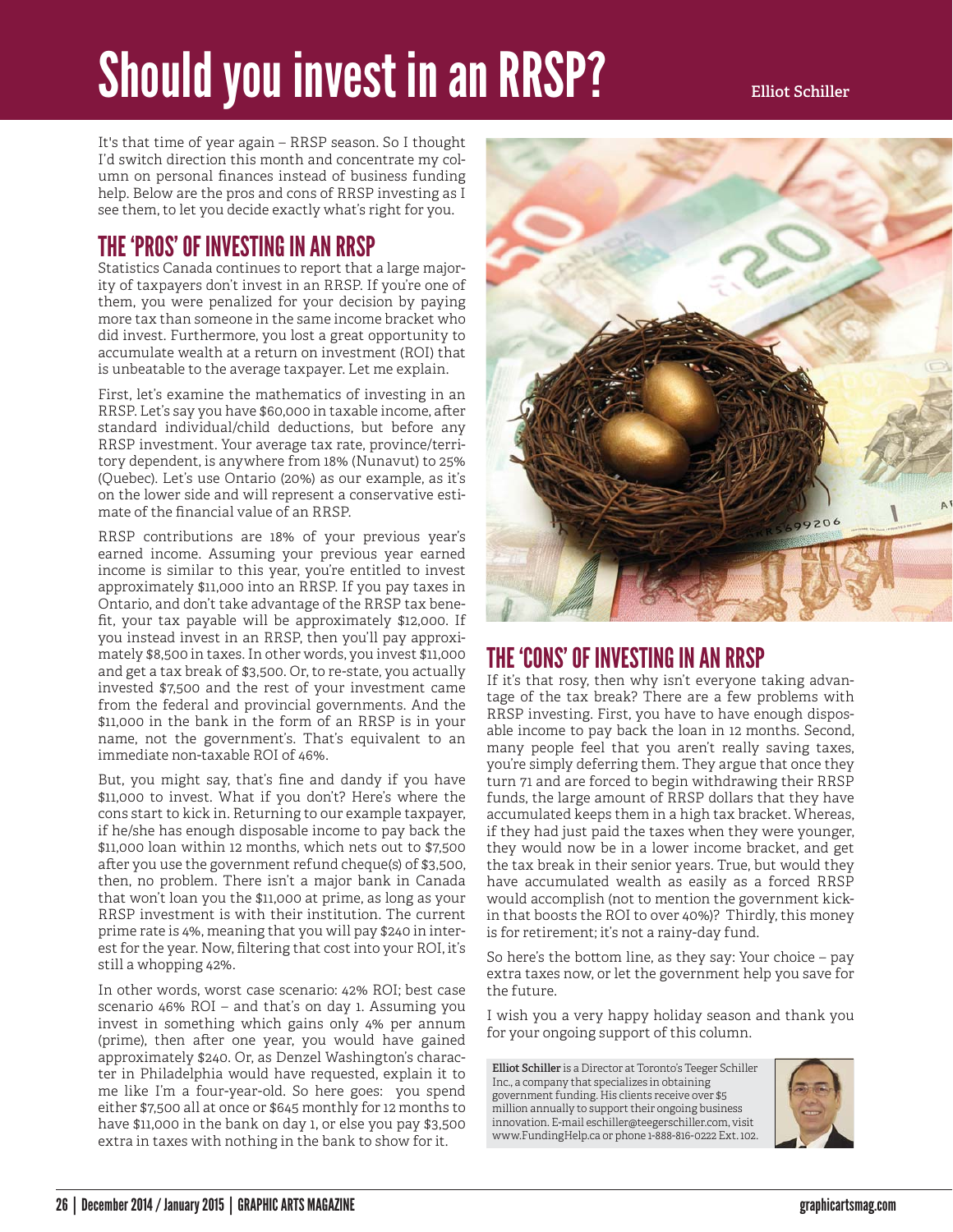# Should you invest in an RRSP?

Elliot Schiller

It's that time of year again – RRSP season. So I thought I'd switch direction this month and concentrate my column on personal finances instead of business funding help. Below are the pros and cons of RRSP investing as I see them, to let you decide exactly what's right for you.

## THE 'PROS' OF INVESTING IN AN RRSP

Statistics Canada continues to report that a large majority of taxpayers don't invest in an RRSP. If you're one of them, you were penalized for your decision by paying more tax than someone in the same income bracket who did invest. Furthermore, you lost a great opportunity to accumulate wealth at a return on investment (ROI) that is unbeatable to the average taxpayer. Let me explain.

First, let's examine the mathematics of investing in an RRSP. Let's say you have $60,000 in taxable income, after standard individual/child deductions, but before any RRSP investment. Your average tax rate, province/territory dependent, is anywhere from 18% (Nunavut) to 25% (Quebec). Let's use Ontario (20%) as our example, as it's on the lower side and will represent a conservative estimate of the financial value of an RRSP.

RRSP contributions are 18% of your previous year's earned income. Assuming your previous year earned income is similar to this year, you're entitled to invest approximately $11,000 into an RRSP. If you pay taxes in Ontario, and don't take advantage of the RRSP tax benefit, your tax payable will be approximately $12,000. If you instead invest in an RRSP, then you'll pay approximately $8,500 in taxes. In other words, you invest $11,000 and get a tax break of $3,500. Or, to re-state, you actually invested $7,500 and the rest of your investment came from the federal and provincial governments. And the $11,000 in the bank in the form of an RRSP is in your name, not the government's. That's equivalent to an immediate non-taxable ROI of 46%.

But, you might say, that's fine and dandy if you have $11,000 to invest. What if you don't? Here's where the cons start to kick in. Returning to our example taxpayer, if he/she has enough disposable income to pay back the $11,000 loan within 12 months, which nets out to $7,500 after you use the government refund cheque(s) of $3,500, then, no problem. There isn't a major bank in Canada that won't loan you the $11,000 at prime, as long as your RRSP investment is with their institution. The current prime rate is 4%, meaning that you will pay $240 in interest for the year. Now, filtering that cost into your ROI, it's still a whopping 42%.

In other words, worst case scenario: 42% ROI; best case scenario 46% ROI – and that's on day 1. Assuming you invest in something which gains only 4% per annum (prime), then after one year, you would have gained approximately $240. Or, as Denzel Washington's character in Philadelphia would have requested, explain it to me like I'm a four-year-old. So here goes: you spend either $7,500 all at once or $645 monthly for 12 months to have $11,000 in the bank on day 1, or else you pay $3,500 extra in taxes with nothing in the bank to show for it.

## THE 'CONS' OF INVESTING IN AN RRSP

If it's that rosy, then why isn't everyone taking advantage of the tax break? There are a few problems with RRSP investing. First, you have to have enough disposable income to pay back the loan in 12 months. Second, many people feel that you aren't really saving taxes, you're simply deferring them. They argue that once they turn 71 and are forced to begin withdrawing their RRSP funds, the large amount of RRSP dollars that they have accumulated keeps them in a high tax bracket. Whereas, if they had just paid the taxes when they were younger, they would now be in a lower income bracket, and get the tax break in their senior years. True, but would they have accumulated wealth as easily as a forced RRSP would accomplish (not to mention the government kick-in that boosts the ROI to over 40%)? Thirdly, this money is for retirement; it's not a rainy-day fund.

So here's the bottom line, as they say: Your choice – pay extra taxes now, or let the government help you save for the future.

I wish you a very happy holiday season and thank you for your ongoing support of this column.

**Elliot Schiller** is a Director at Toronto's Teeger Schiller Inc., a company that specializes in obtaining government funding. His clients receive over $5 million annually to support their ongoing business innovation. E-mail eschiller@teegerschiller.com, visit www.FundingHelp.ca or phone 1-888-816-0222 Ext. 102.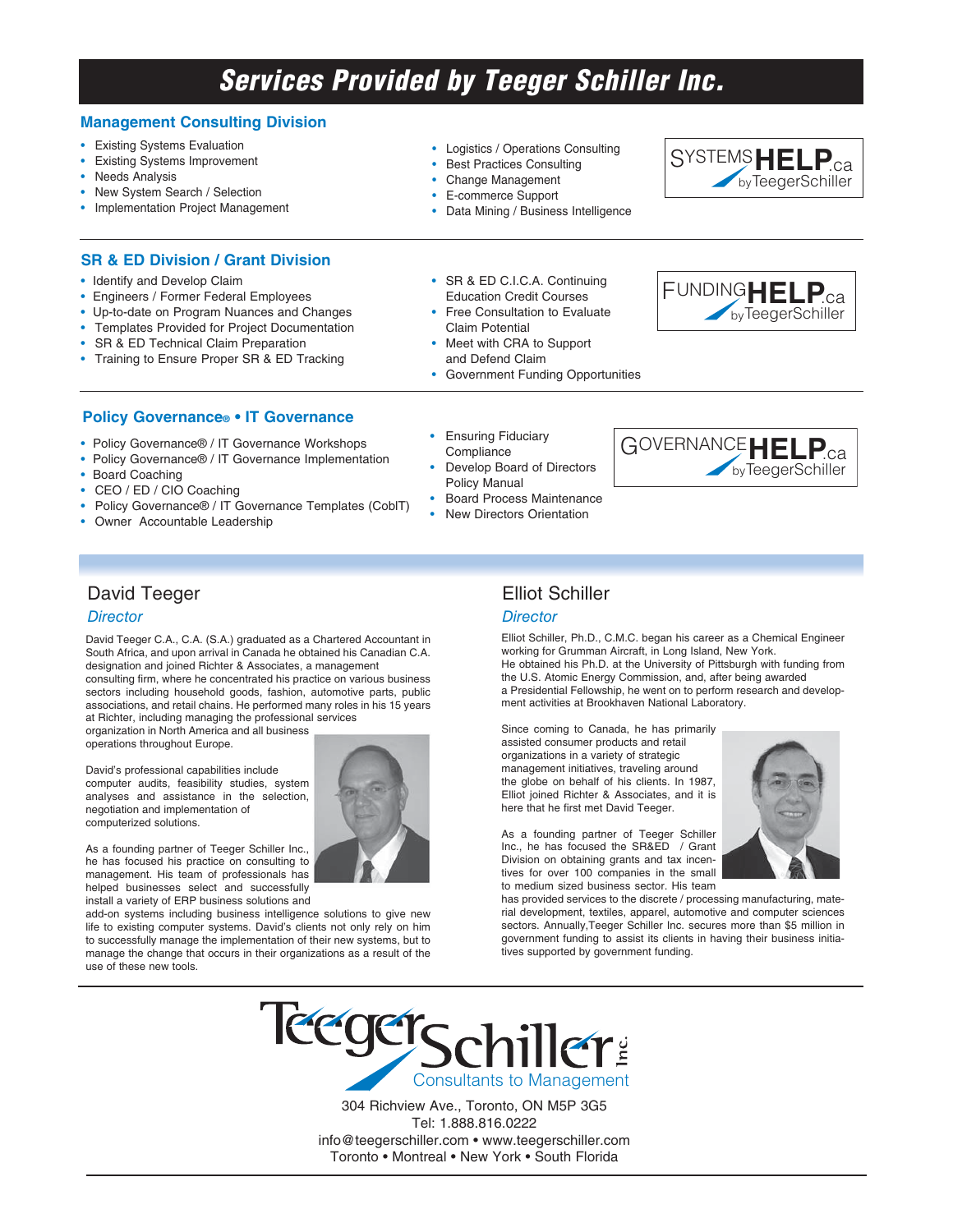# Services Provided by Teeger Schiller Inc.

## Management Consulting Division

- Existing Systems Evaluation
- Existing Systems Improvement
- Needs Analysis
- New System Search / Selection
- Implementation Project Management
- Logistics / Operations Consulting
- Best Practices Consulting
- Change Management
- E-commerce Support
- Data Mining / Business Intelligence

SYSTEMSHELP.ca by TeegerSchiller

## SR & ED Division / Grant Division

- Identify and Develop Claim
- Engineers / Former Federal Employees
- Up-to-date on Program Nuances and Changes
- Templates Provided for Project Documentation
- SR & ED Technical Claim Preparation
- Training to Ensure Proper SR & ED Tracking
- SR & ED C.I.C.A. Continuing Education Credit Courses
- Free Consultation to Evaluate Claim Potential
- Meet with CRA to Support and Defend Claim
- Government Funding Opportunities

FUNDINGHELP.ca by TeegerSchiller

## Policy Governance® • IT Governance

- Policy Governance® / IT Governance Workshops
- Policy Governance® / IT Governance Implementation
- Board Coaching
- CEO / ED / CIO Coaching
- Policy Governance® / IT Governance Templates (CobIT)
- Owner Accountable Leadership
- Ensuring Fiduciary Compliance
- Develop Board of Directors Policy Manual
- Board Process Maintenance
- New Directors Orientation

GOVERNANCEHELP.ca by TeegerSchiller

## David Teeger

*Director*

David Teeger C.A., C.A. (S.A.) graduated as a Chartered Accountant in South Africa, and upon arrival in Canada he obtained his Canadian C.A. designation and joined Richter & Associates, a management consulting firm, where he concentrated his practice on various business sectors including household goods, fashion, automotive parts, public associations, and retail chains. He performed many roles in his 15 years at Richter, including managing the professional services organization in North America and all business operations throughout Europe.

David's professional capabilities include computer audits, feasibility studies, system analyses and assistance in the selection, negotiation and implementation of computerized solutions.

As a founding partner of Teeger Schiller Inc., he has focused his practice on consulting to management. His team of professionals has helped businesses select and successfully install a variety of ERP business solutions and add-on systems including business intelligence solutions to give new life to existing computer systems. David's clients not only rely on him to successfully manage the implementation of their new systems, but to manage the change that occurs in their organizations as a result of the use of these new tools.

## Elliot Schiller

*Director*

Elliot Schiller, Ph.D., C.M.C. began his career as a Chemical Engineer working for Grumman Aircraft, in Long Island, New York.
He obtained his Ph.D. at the University of Pittsburgh with funding from the U.S. Atomic Energy Commission, and, after being awarded a Presidential Fellowship, he went on to perform research and development activities at Brookhaven National Laboratory.

Since coming to Canada, he has primarily assisted consumer products and retail organizations in a variety of strategic management initiatives, traveling around the globe on behalf of his clients. In 1987, Elliot joined Richter & Associates, and it is here that he first met David Teeger.

As a founding partner of Teeger Schiller Inc., he has focused the SR&ED / Grant Division on obtaining grants and tax incentives for over 100 companies in the small to medium sized business sector. His team has provided services to the discrete / processing manufacturing, material development, textiles, apparel, automotive and computer sciences sectors. Annually,Teeger Schiller Inc. secures more than $5 million in government funding to assist its clients in having their business initiatives supported by government funding.

TeegerSchiller Inc.
Consultants to Management

304 Richview Ave., Toronto, ON M5P 3G5
Tel: 1.888.816.0222
info@teegerschiller.com • www.teegerschiller.com
Toronto • Montreal • New York • South Florida